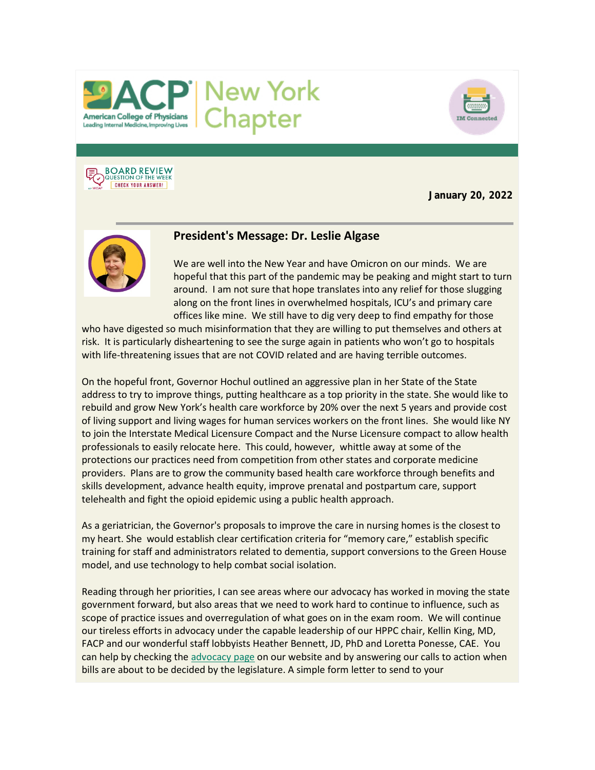ACP New York Chapter

BOARD REVIEW QUESTION OF THE WEEK — CHECK YOUR ANSWER!

**January 20, 2022**

## President's Message: Dr. Leslie Algase

We are well into the New Year and have Omicron on our minds. We are hopeful that this part of the pandemic may be peaking and might start to turn around. I am not sure that hope translates into any relief for those slugging along on the front lines in overwhelmed hospitals, ICU's and primary care offices like mine. We still have to dig very deep to find empathy for those who have digested so much misinformation that they are willing to put themselves and others at risk. It is particularly disheartening to see the surge again in patients who won't go to hospitals with life-threatening issues that are not COVID related and are having terrible outcomes.

On the hopeful front, Governor Hochul outlined an aggressive plan in her State of the State address to try to improve things, putting healthcare as a top priority in the state. She would like to rebuild and grow New York's health care workforce by 20% over the next 5 years and provide cost of living support and living wages for human services workers on the front lines. She would like NY to join the Interstate Medical Licensure Compact and the Nurse Licensure compact to allow health professionals to easily relocate here. This could, however, whittle away at some of the protections our practices need from competition from other states and corporate medicine providers. Plans are to grow the community based health care workforce through benefits and skills development, advance health equity, improve prenatal and postpartum care, support telehealth and fight the opioid epidemic using a public health approach.

As a geriatrician, the Governor's proposals to improve the care in nursing homes is the closest to my heart. She would establish clear certification criteria for "memory care," establish specific training for staff and administrators related to dementia, support conversions to the Green House model, and use technology to help combat social isolation.

Reading through her priorities, I can see areas where our advocacy has worked in moving the state government forward, but also areas that we need to work hard to continue to influence, such as scope of practice issues and overregulation of what goes on in the exam room. We will continue our tireless efforts in advocacy under the capable leadership of our HPPC chair, Kellin King, MD, FACP and our wonderful staff lobbyists Heather Bennett, JD, PhD and Loretta Ponesse, CAE. You can help by checking the advocacy page on our website and by answering our calls to action when bills are about to be decided by the legislature. A simple form letter to send to your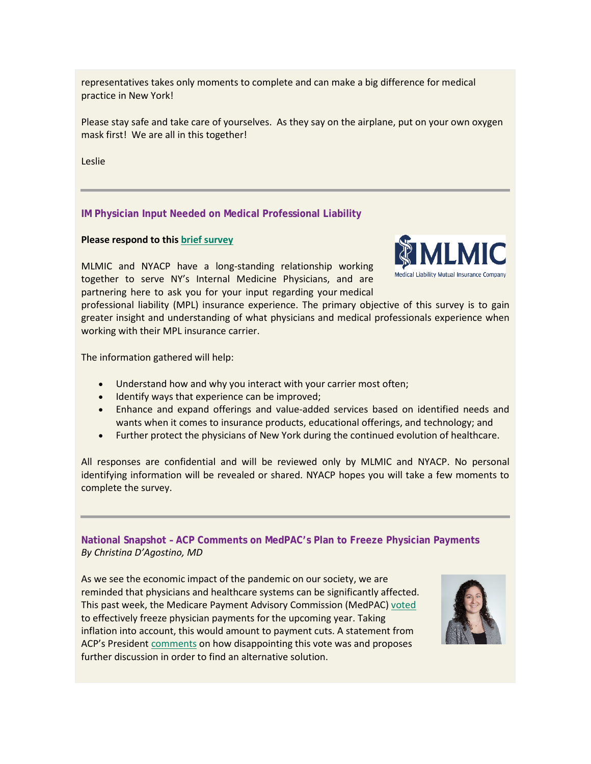representatives takes only moments to complete and can make a big difference for medical practice in New York!

Please stay safe and take care of yourselves. As they say on the airplane, put on your own oxygen mask first! We are all in this together!

Leslie

---

### IM Physician Input Needed on Medical Professional Liability

**Please respond to this brief survey**

MLMIC and NYACP have a long-standing relationship working together to serve NY's Internal Medicine Physicians, and are partnering here to ask you for your input regarding your medical professional liability (MPL) insurance experience. The primary objective of this survey is to gain greater insight and understanding of what physicians and medical professionals experience when working with their MPL insurance carrier.

The information gathered will help:

- Understand how and why you interact with your carrier most often;
- Identify ways that experience can be improved;
- Enhance and expand offerings and value-added services based on identified needs and wants when it comes to insurance products, educational offerings, and technology; and
- Further protect the physicians of New York during the continued evolution of healthcare.

All responses are confidential and will be reviewed only by MLMIC and NYACP. No personal identifying information will be revealed or shared. NYACP hopes you will take a few moments to complete the survey.

---

### National Snapshot – ACP Comments on MedPAC's Plan to Freeze Physician Payments

*By Christina D'Agostino, MD*

As we see the economic impact of the pandemic on our society, we are reminded that physicians and healthcare systems can be significantly affected. This past week, the Medicare Payment Advisory Commission (MedPAC) voted to effectively freeze physician payments for the upcoming year. Taking inflation into account, this would amount to payment cuts. A statement from ACP's President comments on how disappointing this vote was and proposes further discussion in order to find an alternative solution.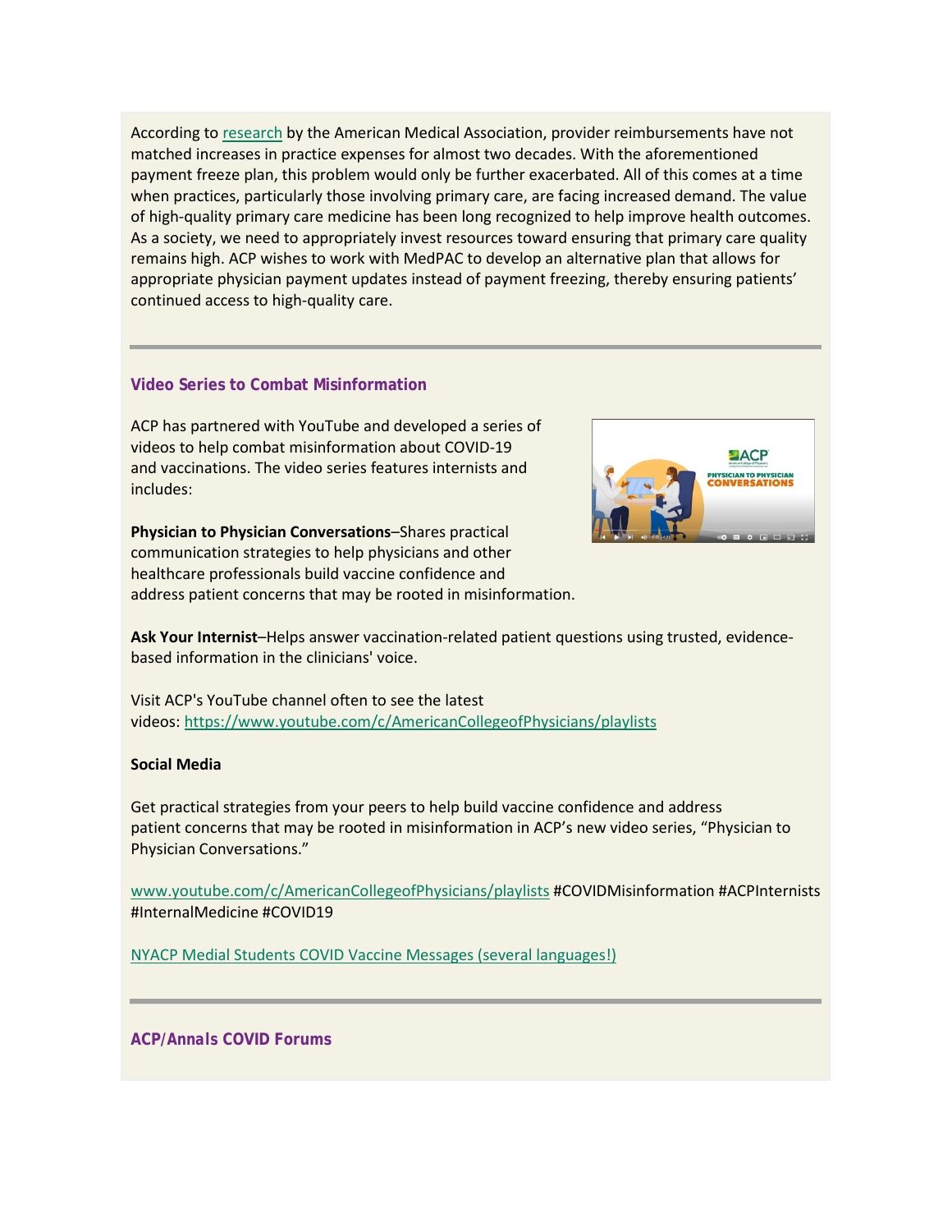According to [research](#) by the American Medical Association, provider reimbursements have not matched increases in practice expenses for almost two decades. With the aforementioned payment freeze plan, this problem would only be further exacerbated. All of this comes at a time when practices, particularly those involving primary care, are facing increased demand. The value of high-quality primary care medicine has been long recognized to help improve health outcomes. As a society, we need to appropriately invest resources toward ensuring that primary care quality remains high. ACP wishes to work with MedPAC to develop an alternative plan that allows for appropriate physician payment updates instead of payment freezing, thereby ensuring patients' continued access to high-quality care.

---

### Video Series to Combat Misinformation

ACP has partnered with YouTube and developed a series of videos to help combat misinformation about COVID-19 and vaccinations. The video series features internists and includes:

**Physician to Physician Conversations**–Shares practical communication strategies to help physicians and other healthcare professionals build vaccine confidence and address patient concerns that may be rooted in misinformation.

**Ask Your Internist**–Helps answer vaccination-related patient questions using trusted, evidence-based information in the clinicians' voice.

Visit ACP's YouTube channel often to see the latest videos: https://www.youtube.com/c/AmericanCollegeofPhysicians/playlists

**Social Media**

Get practical strategies from your peers to help build vaccine confidence and address patient concerns that may be rooted in misinformation in ACP's new video series, "Physician to Physician Conversations."

www.youtube.com/c/AmericanCollegeofPhysicians/playlists #COVIDMisinformation #ACPInternists #InternalMedicine #COVID19

NYACP Medial Students COVID Vaccine Messages (several languages!)

---

### ACP/Annals COVID Forums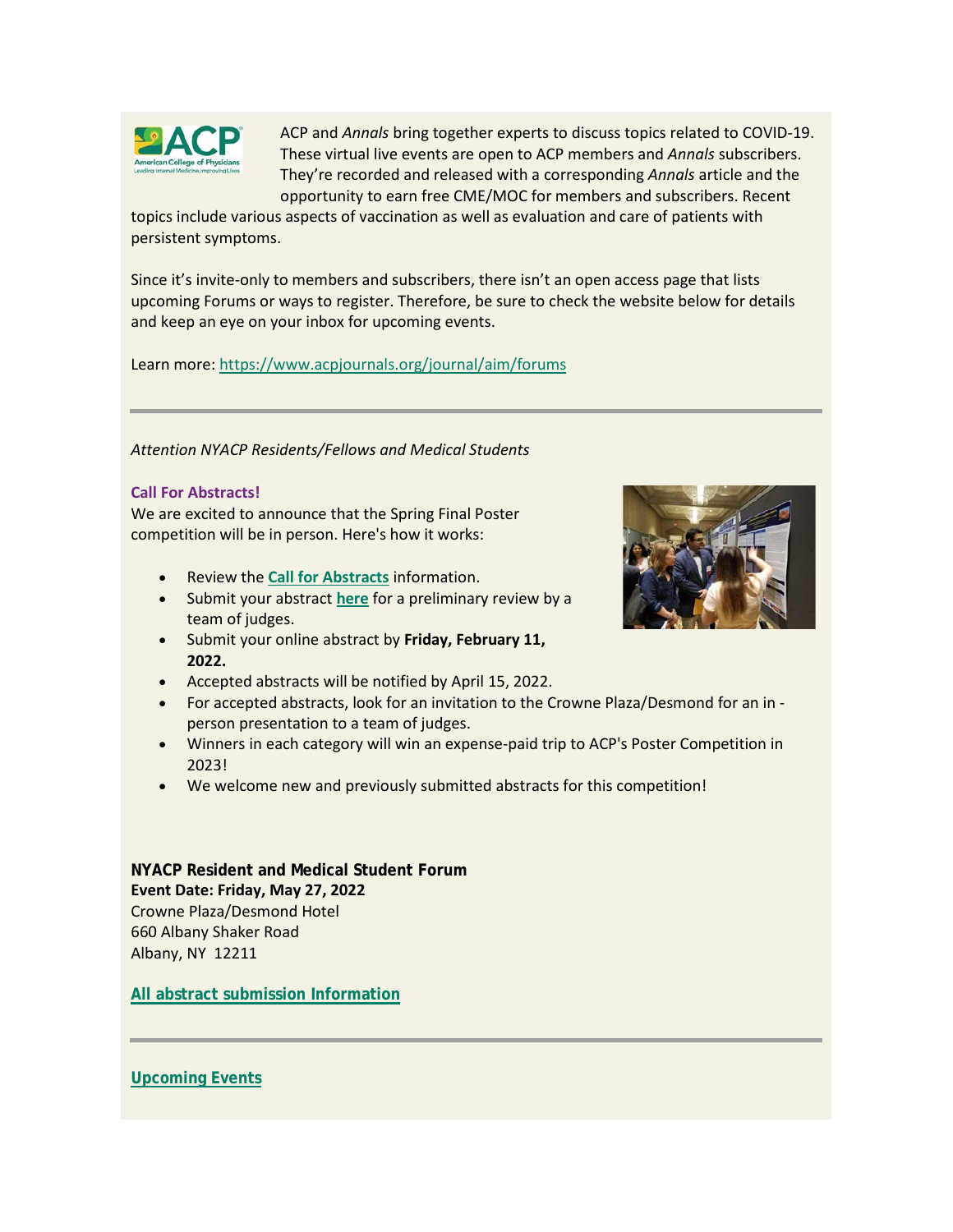ACP and *Annals* bring together experts to discuss topics related to COVID-19. These virtual live events are open to ACP members and *Annals* subscribers. They're recorded and released with a corresponding *Annals* article and the opportunity to earn free CME/MOC for members and subscribers. Recent topics include various aspects of vaccination as well as evaluation and care of patients with persistent symptoms.

Since it's invite-only to members and subscribers, there isn't an open access page that lists upcoming Forums or ways to register. Therefore, be sure to check the website below for details and keep an eye on your inbox for upcoming events.

Learn more: https://www.acpjournals.org/journal/aim/forums

---

*Attention NYACP Residents/Fellows and Medical Students*

**Call For Abstracts!**

We are excited to announce that the Spring Final Poster competition will be in person. Here's how it works:

- Review the **Call for Abstracts** information.
- Submit your abstract **here** for a preliminary review by a team of judges.
- Submit your online abstract by **Friday, February 11, 2022.**
- Accepted abstracts will be notified by April 15, 2022.
- For accepted abstracts, look for an invitation to the Crowne Plaza/Desmond for an in - person presentation to a team of judges.
- Winners in each category will win an expense-paid trip to ACP's Poster Competition in 2023!
- We welcome new and previously submitted abstracts for this competition!

**NYACP Resident and Medical Student Forum**
**Event Date: Friday, May 27, 2022**
Crowne Plaza/Desmond Hotel
660 Albany Shaker Road
Albany, NY 12211

**All abstract submission Information**

---

**Upcoming Events**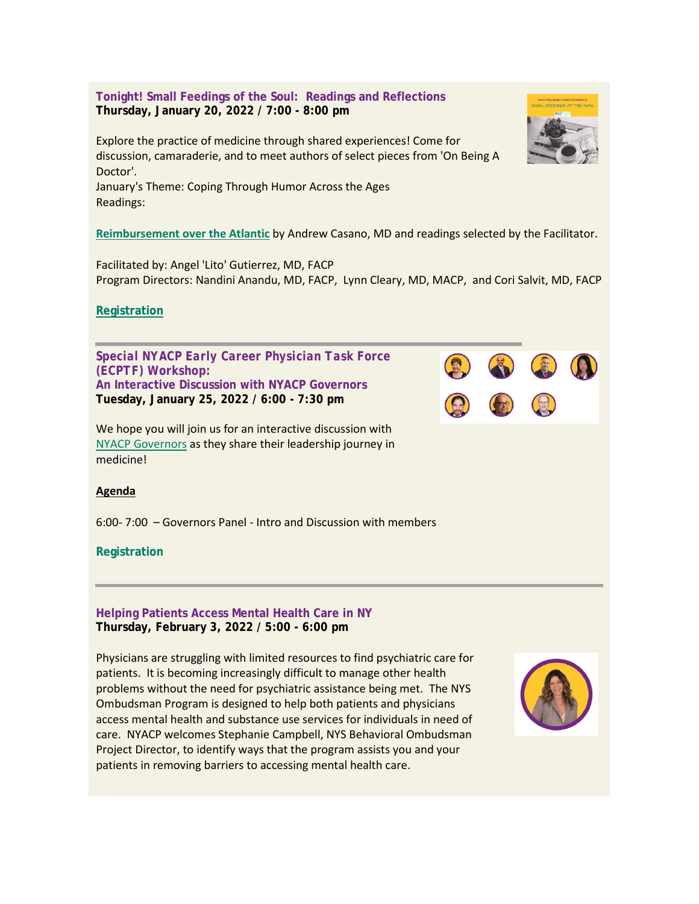### Tonight! Small Feedings of the Soul: Readings and Reflections
**Thursday, January 20, 2022 / 7:00 - 8:00 pm**

Explore the practice of medicine through shared experiences! Come for discussion, camaraderie, and to meet authors of select pieces from 'On Being A Doctor'.
January's Theme: Coping Through Humor Across the Ages
Readings:

Reimbursement over the Atlantic by Andrew Casano, MD and readings selected by the Facilitator.

Facilitated by: Angel 'Lito' Gutierrez, MD, FACP
Program Directors: Nandini Anandu, MD, FACP, Lynn Cleary, MD, MACP, and Cori Salvit, MD, FACP

**Registration**

---

### Special NYACP Early Career Physician Task Force (ECPTF) Workshop: An Interactive Discussion with NYACP Governors
**Tuesday, January 25, 2022 / 6:00 - 7:30 pm**

We hope you will join us for an interactive discussion with NYACP Governors as they share their leadership journey in medicine!

**Agenda**

6:00- 7:00 – Governors Panel - Intro and Discussion with members

**Registration**

---

### Helping Patients Access Mental Health Care in NY
**Thursday, February 3, 2022 / 5:00 - 6:00 pm**

Physicians are struggling with limited resources to find psychiatric care for patients. It is becoming increasingly difficult to manage other health problems without the need for psychiatric assistance being met. The NYS Ombudsman Program is designed to help both patients and physicians access mental health and substance use services for individuals in need of care. NYACP welcomes Stephanie Campbell, NYS Behavioral Ombudsman Project Director, to identify ways that the program assists you and your patients in removing barriers to accessing mental health care.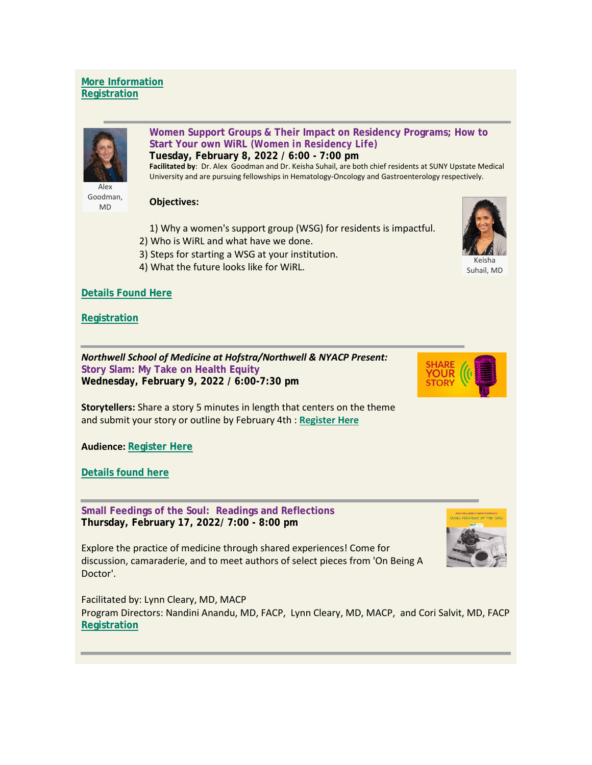**More Information**
**Registration**

---

Alex Goodman, MD

### Women Support Groups & Their Impact on Residency Programs; How to Start Your own WiRL (Women in Residency Life)

**Tuesday, February 8, 2022 / 6:00 - 7:00 pm**

**Facilitated by**: Dr. Alex Goodman and Dr. Keisha Suhail, are both chief residents at SUNY Upstate Medical University and are pursuing fellowships in Hematology-Oncology and Gastroenterology respectively.

**Objectives:**

1) Why a women's support group (WSG) for residents is impactful.
2) Who is WiRL and what have we done.
3) Steps for starting a WSG at your institution.
4) What the future looks like for WiRL.

Keisha Suhail, MD

**Details Found Here**

**Registration**

---

***Northwell School of Medicine at Hofstra/Northwell & NYACP Present:***

### Story Slam: My Take on Health Equity

**Wednesday, February 9, 2022 / 6:00-7:30 pm**

**Storytellers:** Share a story 5 minutes in length that centers on the theme and submit your story or outline by February 4th : **Register Here**

**Audience: Register Here**

**Details found here**

---

### Small Feedings of the Soul: Readings and Reflections

**Thursday, February 17, 2022/ 7:00 - 8:00 pm**

Explore the practice of medicine through shared experiences! Come for discussion, camaraderie, and to meet authors of select pieces from 'On Being A Doctor'.

Facilitated by: Lynn Cleary, MD, MACP
Program Directors: Nandini Anandu, MD, FACP, Lynn Cleary, MD, MACP, and Cori Salvit, MD, FACP
**Registration**

---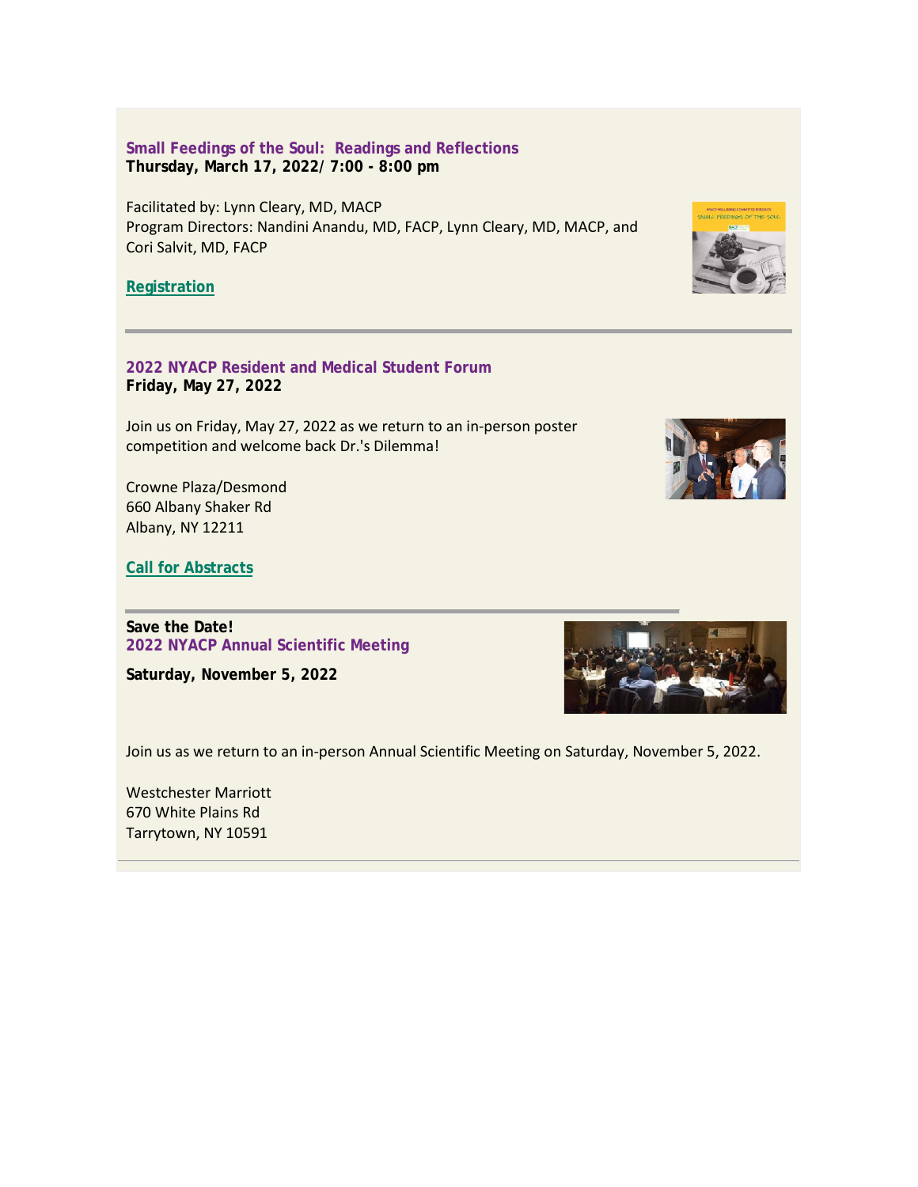### Small Feedings of the Soul: Readings and Reflections

**Thursday, March 17, 2022/ 7:00 - 8:00 pm**

Facilitated by: Lynn Cleary, MD, MACP
Program Directors: Nandini Anandu, MD, FACP, Lynn Cleary, MD, MACP, and Cori Salvit, MD, FACP

**Registration**

---

### 2022 NYACP Resident and Medical Student Forum

**Friday, May 27, 2022**

Join us on Friday, May 27, 2022 as we return to an in-person poster competition and welcome back Dr.'s Dilemma!

Crowne Plaza/Desmond
660 Albany Shaker Rd
Albany, NY 12211

**Call for Abstracts**

---

**Save the Date!**

### 2022 NYACP Annual Scientific Meeting

**Saturday, November 5, 2022**

Join us as we return to an in-person Annual Scientific Meeting on Saturday, November 5, 2022.

Westchester Marriott
670 White Plains Rd
Tarrytown, NY 10591